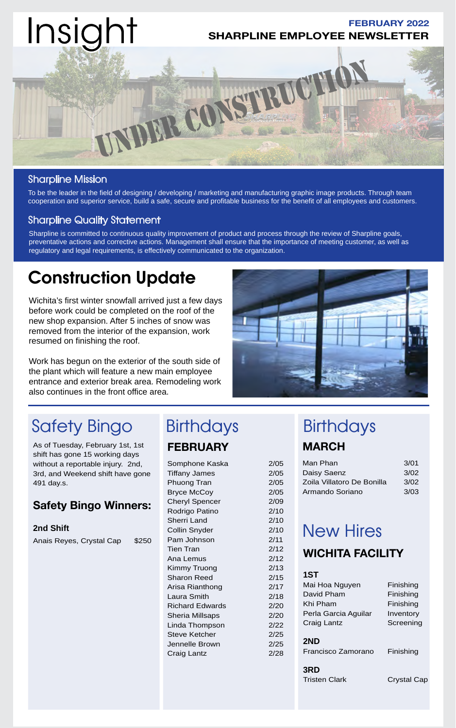# Insight

**FEBRUARY 2022**
**SHARPLINE EMPLOYEE NEWSLETTER**

UNDER CONSTRUCTION

## Sharpline Mission

To be the leader in the field of designing / developing / marketing and manufacturing graphic image products. Through team cooperation and superior service, build a safe, secure and profitable business for the benefit of all employees and customers.

## Sharpline Quality Statement

Sharpline is committed to continuous quality improvement of product and process through the review of Sharpline goals, preventative actions and corrective actions. Management shall ensure that the importance of meeting customer, as well as regulatory and legal requirements, is effectively communicated to the organization.

# Construction Update

Wichita's first winter snowfall arrived just a few days before work could be completed on the roof of the new shop expansion. After 5 inches of snow was removed from the interior of the expansion, work resumed on finishing the roof.

Work has begun on the exterior of the south side of the plant which will feature a new main employee entrance and exterior break area. Remodeling work also continues in the front office area.

# Safety Bingo

As of Tuesday, February 1st, 1st shift has gone 15 working days without a reportable injury. 2nd, 3rd, and Weekend shift have gone 491 day.s.

## Safety Bingo Winners:

### 2nd Shift

| Name | Amount |
|---|---|
| Anais Reyes, Crystal Cap | $250 |

# Birthdays

## FEBRUARY

| Name | Date |
|---|---|
| Somphone Kaska | 2/05 |
| Tiffany James | 2/05 |
| Phuong Tran | 2/05 |
| Bryce McCoy | 2/05 |
| Cheryl Spencer | 2/09 |
| Rodrigo Patino | 2/10 |
| Sherri Land | 2/10 |
| Collin Snyder | 2/10 |
| Pam Johnson | 2/11 |
| Tien Tran | 2/12 |
| Ana Lemus | 2/12 |
| Kimmy Truong | 2/13 |
| Sharon Reed | 2/15 |
| Arisa Rianthong | 2/17 |
| Laura Smith | 2/18 |
| Richard Edwards | 2/20 |
| Sheria Millsaps | 2/20 |
| Linda Thompson | 2/22 |
| Steve Ketcher | 2/25 |
| Jennelle Brown | 2/25 |
| Craig Lantz | 2/28 |

# Birthdays

## MARCH

| Name | Date |
|---|---|
| Man Phan | 3/01 |
| Daisy Saenz | 3/02 |
| Zoila Villatoro De Bonilla | 3/02 |
| Armando Soriano | 3/03 |

# New Hires

## WICHITA FACILITY

### 1ST

| Name | Department |
|---|---|
| Mai Hoa Nguyen | Finishing |
| David Pham | Finishing |
| Khi Pham | Finishing |
| Perla Garcia Aguilar | Inventory |
| Craig Lantz | Screening |

### 2ND

| Name | Department |
|---|---|
| Francisco Zamorano | Finishing |

### 3RD

| Name | Department |
|---|---|
| Tristen Clark | Crystal Cap |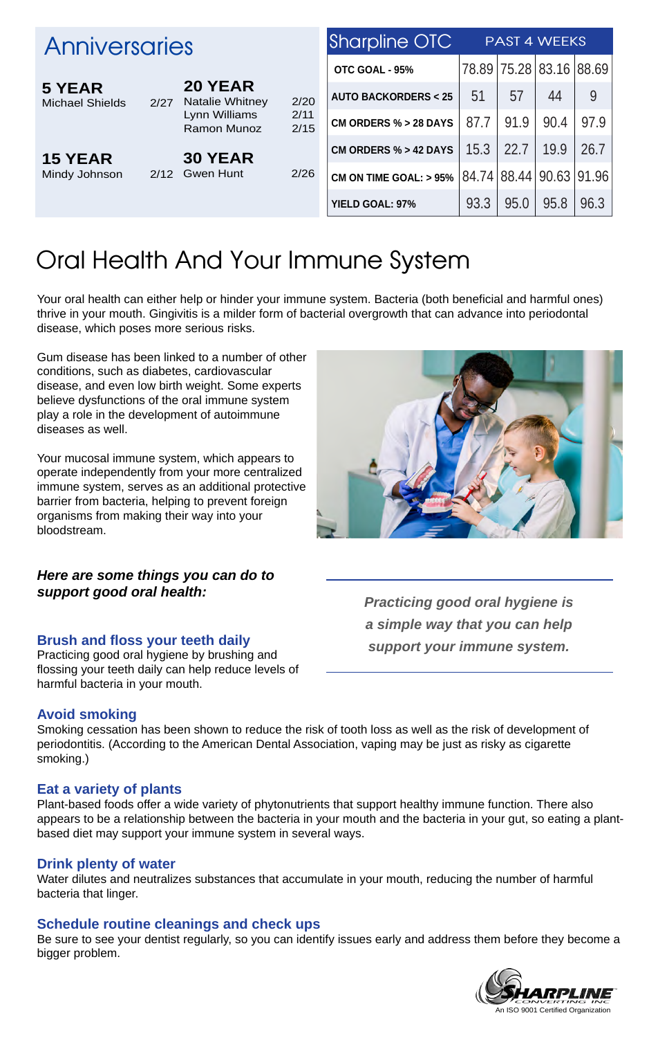## Anniversaries

**5 YEAR**
Michael Shields 2/27

**15 YEAR**
Mindy Johnson 2/12

**20 YEAR**
Natalie Whitney 2/20
Lynn Williams 2/11
Ramon Munoz 2/15

**30 YEAR**
Gwen Hunt 2/26

## Sharpline OTC

| | PAST 4 WEEKS | | | |
|---|---|---|---|---|
| **OTC GOAL - 95%** | 78.89 | 75.28 | 83.16 | 88.69 |
| **AUTO BACKORDERS < 25** | 51 | 57 | 44 | 9 |
| **CM ORDERS % > 28 DAYS** | 87.7 | 91.9 | 90.4 | 97.9 |
| **CM ORDERS % > 42 DAYS** | 15.3 | 22.7 | 19.9 | 26.7 |
| **CM ON TIME GOAL: > 95%** | 84.74 | 88.44 | 90.63 | 91.96 |
| **YIELD GOAL: 97%** | 93.3 | 95.0 | 95.8 | 96.3 |

# Oral Health And Your Immune System

Your oral health can either help or hinder your immune system. Bacteria (both beneficial and harmful ones) thrive in your mouth. Gingivitis is a milder form of bacterial overgrowth that can advance into periodontal disease, which poses more serious risks.

Gum disease has been linked to a number of other conditions, such as diabetes, cardiovascular disease, and even low birth weight. Some experts believe dysfunctions of the oral immune system play a role in the development of autoimmune diseases as well.

Your mucosal immune system, which appears to operate independently from your more centralized immune system, serves as an additional protective barrier from bacteria, helping to prevent foreign organisms from making their way into your bloodstream.

***Here are some things you can do to support good oral health:***

*Practicing good oral hygiene is a simple way that you can help support your immune system.*

### Brush and floss your teeth daily

Practicing good oral hygiene by brushing and flossing your teeth daily can help reduce levels of harmful bacteria in your mouth.

### Avoid smoking

Smoking cessation has been shown to reduce the risk of tooth loss as well as the risk of development of periodontitis. (According to the American Dental Association, vaping may be just as risky as cigarette smoking.)

### Eat a variety of plants

Plant-based foods offer a wide variety of phytonutrients that support healthy immune function. There also appears to be a relationship between the bacteria in your mouth and the bacteria in your gut, so eating a plant-based diet may support your immune system in several ways.

### Drink plenty of water

Water dilutes and neutralizes substances that accumulate in your mouth, reducing the number of harmful bacteria that linger.

### Schedule routine cleanings and check ups

Be sure to see your dentist regularly, so you can identify issues early and address them before they become a bigger problem.

SHARPLINE CONVERTING INC
An ISO 9001 Certified Organization